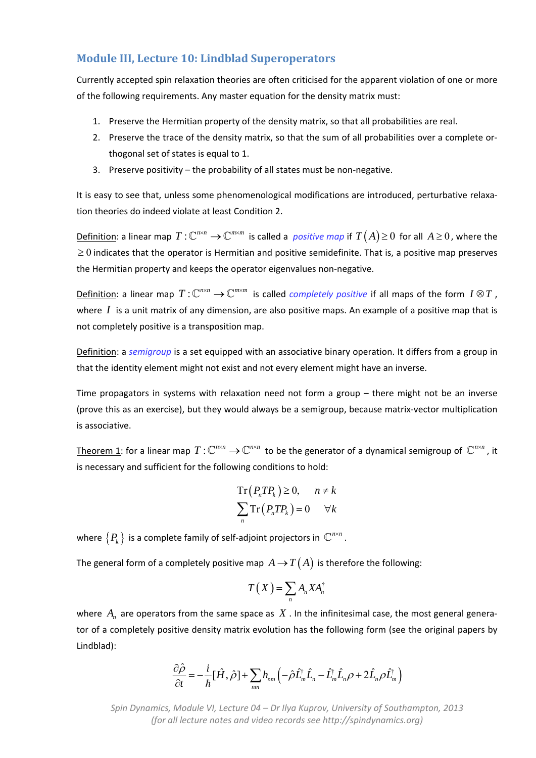## Module III, Lecture 10: Lindblad Superoperators

Currently accepted spin relaxation theories are often criticised for the apparent violation of one or more of the following requirements. Any master equation for the density matrix must:

1. Preserve the Hermitian property of the density matrix, so that all probabilities are real.
2. Preserve the trace of the density matrix, so that the sum of all probabilities over a complete orthogonal set of states is equal to 1.
3. Preserve positivity – the probability of all states must be non-negative.

It is easy to see that, unless some phenomenological modifications are introduced, perturbative relaxation theories do indeed violate at least Condition 2.

Definition: a linear map $T:\mathbb{C}^{n\times n}\to\mathbb{C}^{m\times m}$ is called a *positive map* if $T(A)\geq 0$ for all $A\geq 0$, where the $\geq 0$ indicates that the operator is Hermitian and positive semidefinite. That is, a positive map preserves the Hermitian property and keeps the operator eigenvalues non-negative.

Definition: a linear map $T:\mathbb{C}^{n\times n}\to\mathbb{C}^{m\times m}$ is called *completely positive* if all maps of the form $I\otimes T$, where $I$ is a unit matrix of any dimension, are also positive maps. An example of a positive map that is not completely positive is a transposition map.

Definition: a *semigroup* is a set equipped with an associative binary operation. It differs from a group in that the identity element might not exist and not every element might have an inverse.

Time propagators in systems with relaxation need not form a group – there might not be an inverse (prove this as an exercise), but they would always be a semigroup, because matrix-vector multiplication is associative.

Theorem 1: for a linear map $T:\mathbb{C}^{n\times n}\to\mathbb{C}^{n\times n}$ to be the generator of a dynamical semigroup of $\mathbb{C}^{n\times n}$, it is necessary and sufficient for the following conditions to hold:

$$\mathrm{Tr}\left(P_n T P_k\right)\geq 0,\qquad n\neq k$$
$$\sum_n \mathrm{Tr}\left(P_n T P_k\right)=0\qquad \forall k$$

where $\{P_k\}$ is a complete family of self-adjoint projectors in $\mathbb{C}^{n\times n}$.

The general form of a completely positive map $A\to T(A)$ is therefore the following:

$$T(X)=\sum_n A_n X A_n^{\dagger}$$

where $A_n$ are operators from the same space as $X$. In the infinitesimal case, the most general generator of a completely positive density matrix evolution has the following form (see the original papers by Lindblad):

$$\frac{\partial\hat{\rho}}{\partial t}=-\frac{i}{\hbar}[\hat{H},\hat{\rho}]+\sum_{nm}h_{nm}\left(-\hat{\rho}\hat{L}_m^{\dagger}\hat{L}_n-\hat{L}_m^{\dagger}\hat{L}_n\rho+2\hat{L}_n\rho\hat{L}_m^{\dagger}\right)$$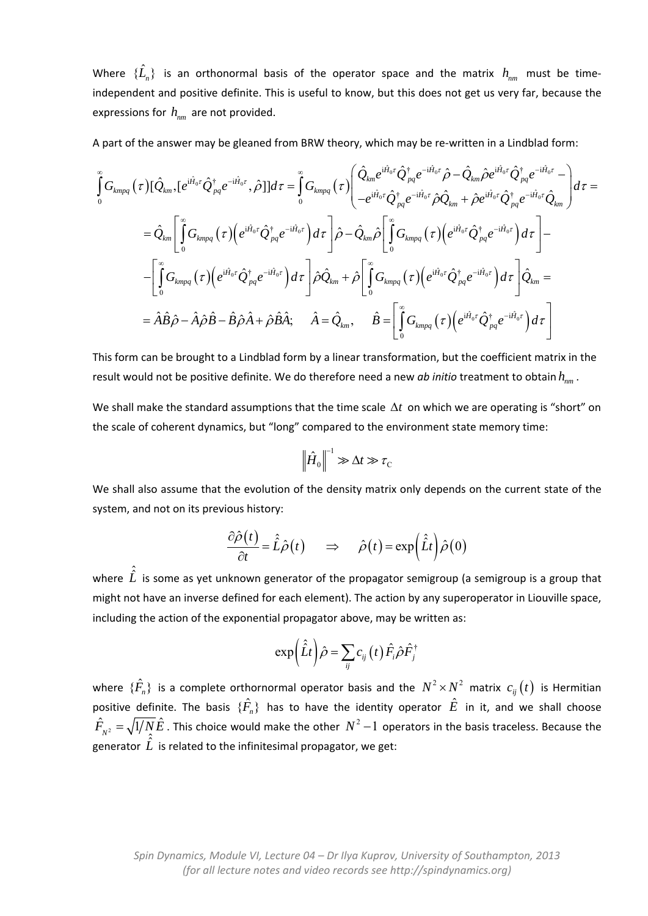Where $\{\hat{L}_n\}$ is an orthonormal basis of the operator space and the matrix $h_{nm}$ must be time-independent and positive definite. This is useful to know, but this does not get us very far, because the expressions for $h_{nm}$ are not provided.

A part of the answer may be gleaned from BRW theory, which may be re-written in a Lindblad form:

$$
\begin{aligned}
&\int_0^\infty G_{kmpq}(\tau)[\hat{Q}_{km},[e^{\mathrm{i}\hat{H}_0\tau}\hat{Q}_{pq}^\dagger e^{-\mathrm{i}\hat{H}_0\tau},\hat{\rho}]]d\tau = \int_0^\infty G_{kmpq}(\tau)\begin{pmatrix} \hat{Q}_{km}e^{\mathrm{i}\hat{H}_0\tau}\hat{Q}_{pq}^\dagger e^{-\mathrm{i}\hat{H}_0\tau}\hat{\rho} - \hat{Q}_{km}\hat{\rho}e^{\mathrm{i}\hat{H}_0\tau}\hat{Q}_{pq}^\dagger e^{-\mathrm{i}\hat{H}_0\tau} - \\ -e^{\mathrm{i}\hat{H}_0\tau}\hat{Q}_{pq}^\dagger e^{-\mathrm{i}\hat{H}_0\tau}\hat{\rho}\hat{Q}_{km} + \hat{\rho}e^{\mathrm{i}\hat{H}_0\tau}\hat{Q}_{pq}^\dagger e^{-\mathrm{i}\hat{H}_0\tau}\hat{Q}_{km} \end{pmatrix} d\tau = \\
&= \hat{Q}_{km}\left[\int_0^\infty G_{kmpq}(\tau)\left(e^{\mathrm{i}\hat{H}_0\tau}\hat{Q}_{pq}^\dagger e^{-\mathrm{i}\hat{H}_0\tau}\right)d\tau\right]\hat{\rho} - \hat{Q}_{km}\hat{\rho}\left[\int_0^\infty G_{kmpq}(\tau)\left(e^{\mathrm{i}\hat{H}_0\tau}\hat{Q}_{pq}^\dagger e^{-\mathrm{i}\hat{H}_0\tau}\right)d\tau\right] - \\
&-\left[\int_0^\infty G_{kmpq}(\tau)\left(e^{\mathrm{i}\hat{H}_0\tau}\hat{Q}_{pq}^\dagger e^{-\mathrm{i}\hat{H}_0\tau}\right)d\tau\right]\hat{\rho}\hat{Q}_{km} + \hat{\rho}\left[\int_0^\infty G_{kmpq}(\tau)\left(e^{\mathrm{i}\hat{H}_0\tau}\hat{Q}_{pq}^\dagger e^{-\mathrm{i}\hat{H}_0\tau}\right)d\tau\right]\hat{Q}_{km} = \\
&= \hat{A}\hat{B}\hat{\rho} - \hat{A}\hat{\rho}\hat{B} - \hat{B}\hat{\rho}\hat{A} + \hat{\rho}\hat{B}\hat{A}; \quad \hat{A} = \hat{Q}_{km}, \quad \hat{B} = \left[\int_0^\infty G_{kmpq}(\tau)\left(e^{\mathrm{i}\hat{H}_0\tau}\hat{Q}_{pq}^\dagger e^{-\mathrm{i}\hat{H}_0\tau}\right)d\tau\right]
\end{aligned}
$$

This form can be brought to a Lindblad form by a linear transformation, but the coefficient matrix in the result would not be positive definite. We do therefore need a new *ab initio* treatment to obtain $h_{nm}$.

We shall make the standard assumptions that the time scale $\Delta t$ on which we are operating is "short" on the scale of coherent dynamics, but "long" compared to the environment state memory time:

$$
\left\|\hat{H}_0\right\|^{-1} \gg \Delta t \gg \tau_\mathrm{C}
$$

We shall also assume that the evolution of the density matrix only depends on the current state of the system, and not on its previous history:

$$
\frac{\partial\hat{\rho}(t)}{\partial t} = \hat{\hat{L}}\hat{\rho}(t) \quad \Rightarrow \quad \hat{\rho}(t) = \exp\left(\hat{\hat{L}}t\right)\hat{\rho}(0)
$$

where $\hat{\hat{L}}$ is some as yet unknown generator of the propagator semigroup (a semigroup is a group that might not have an inverse defined for each element). The action by any superoperator in Liouville space, including the action of the exponential propagator above, may be written as:

$$
\exp\left(\hat{\hat{L}}t\right)\hat{\rho} = \sum_{ij} c_{ij}(t)\hat{F}_i\hat{\rho}\hat{F}_j^\dagger
$$

where $\{\hat{F}_n\}$ is a complete orthornormal operator basis and the $N^2 \times N^2$ matrix $c_{ij}(t)$ is Hermitian positive definite. The basis $\{\hat{F}_n\}$ has to have the identity operator $\hat{E}$ in it, and we shall choose $\hat{F}_{N^2} = \sqrt{1/N}\hat{E}$. This choice would make the other $N^2-1$ operators in the basis traceless. Because the generator $\hat{\hat{L}}$ is related to the infinitesimal propagator, we get: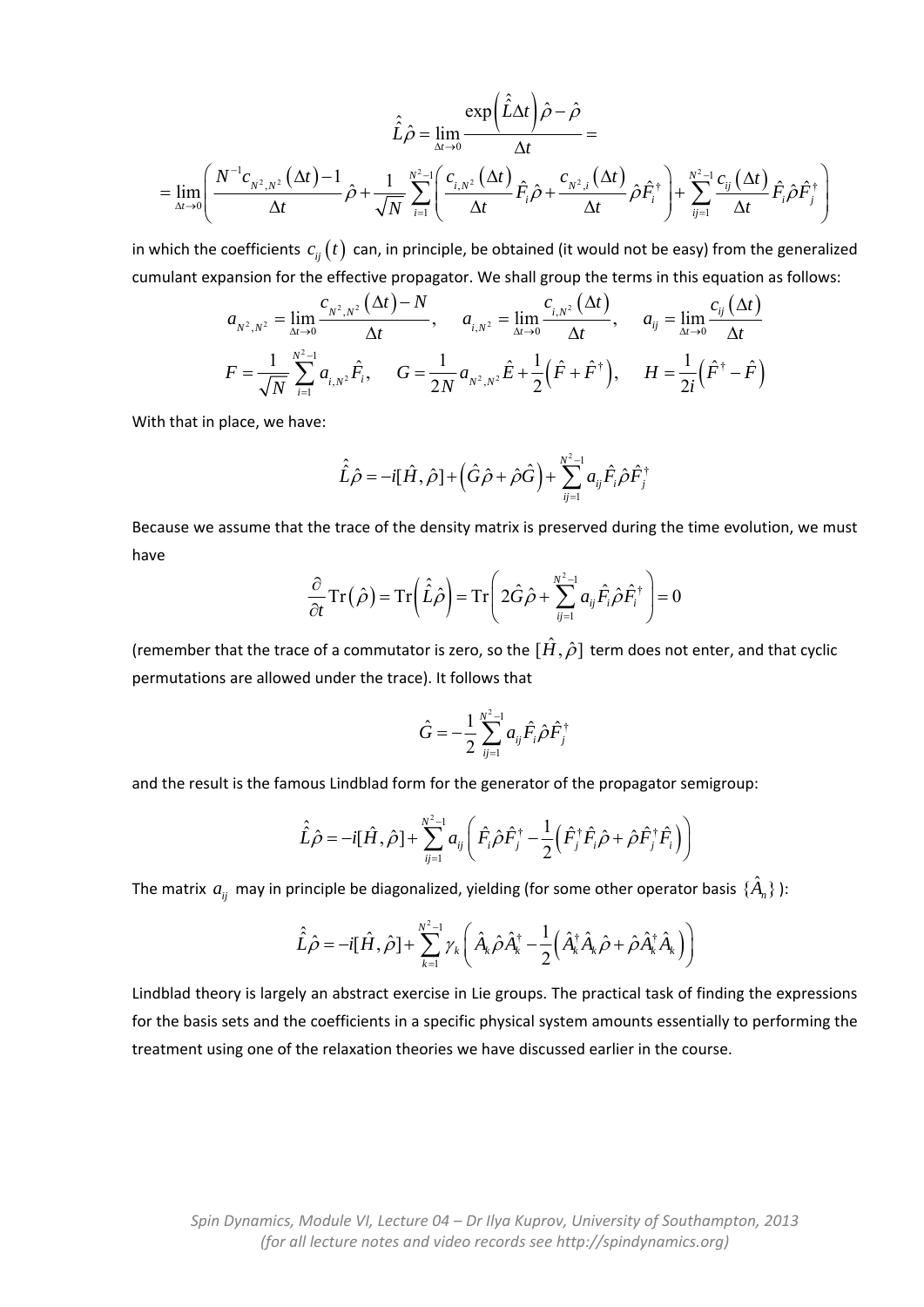$$\hat{\hat{L}}\hat{\rho} = \lim_{\Delta t \to 0} \frac{\exp\left(\hat{\hat{L}}\Delta t\right)\hat{\rho} - \hat{\rho}}{\Delta t} =$$

$$= \lim_{\Delta t \to 0} \left( \frac{N^{-1} c_{N^2,N^2}(\Delta t) - 1}{\Delta t} \hat{\rho} + \frac{1}{\sqrt{N}} \sum_{i=1}^{N^2-1} \left( \frac{c_{i,N^2}(\Delta t)}{\Delta t} \hat{F}_i \hat{\rho} + \frac{c_{N^2,i}(\Delta t)}{\Delta t} \hat{\rho} \hat{F}_i^\dagger \right) + \sum_{ij=1}^{N^2-1} \frac{c_{ij}(\Delta t)}{\Delta t} \hat{F}_i \hat{\rho} \hat{F}_j^\dagger \right)$$

in which the coefficients $c_{ij}(t)$ can, in principle, be obtained (it would not be easy) from the generalized cumulant expansion for the effective propagator. We shall group the terms in this equation as follows:

$$a_{N^2,N^2} = \lim_{\Delta t \to 0} \frac{c_{N^2,N^2}(\Delta t) - N}{\Delta t}, \quad a_{i,N^2} = \lim_{\Delta t \to 0} \frac{c_{i,N^2}(\Delta t)}{\Delta t}, \quad a_{ij} = \lim_{\Delta t \to 0} \frac{c_{ij}(\Delta t)}{\Delta t}$$

$$F = \frac{1}{\sqrt{N}} \sum_{i=1}^{N^2-1} a_{i,N^2} \hat{F}_i, \quad G = \frac{1}{2N} a_{N^2,N^2} \hat{E} + \frac{1}{2}\left(\hat{F} + \hat{F}^\dagger\right), \quad H = \frac{1}{2i}\left(\hat{F}^\dagger - \hat{F}\right)$$

With that in place, we have:

$$\hat{\hat{L}}\hat{\rho} = -i[\hat{H}, \hat{\rho}] + \left(\hat{G}\hat{\rho} + \hat{\rho}\hat{G}\right) + \sum_{ij=1}^{N^2-1} a_{ij} \hat{F}_i \hat{\rho} \hat{F}_j^\dagger$$

Because we assume that the trace of the density matrix is preserved during the time evolution, we must have

$$\frac{\partial}{\partial t} \mathrm{Tr}(\hat{\rho}) = \mathrm{Tr}\left(\hat{\hat{L}}\hat{\rho}\right) = \mathrm{Tr}\left(2\hat{G}\hat{\rho} + \sum_{ij=1}^{N^2-1} a_{ij} \hat{F}_i \hat{\rho} \hat{F}_i^\dagger\right) = 0$$

(remember that the trace of a commutator is zero, so the $[\hat{H}, \hat{\rho}]$ term does not enter, and that cyclic permutations are allowed under the trace). It follows that

$$\hat{G} = -\frac{1}{2} \sum_{ij=1}^{N^2-1} a_{ij} \hat{F}_i \hat{\rho} \hat{F}_j^\dagger$$

and the result is the famous Lindblad form for the generator of the propagator semigroup:

$$\hat{\hat{L}}\hat{\rho} = -i[\hat{H}, \hat{\rho}] + \sum_{ij=1}^{N^2-1} a_{ij} \left( \hat{F}_i \hat{\rho} \hat{F}_j^\dagger - \frac{1}{2}\left( \hat{F}_j^\dagger \hat{F}_i \hat{\rho} + \hat{\rho} \hat{F}_j^\dagger \hat{F}_i \right) \right)$$

The matrix $a_{ij}$ may in principle be diagonalized, yielding (for some other operator basis $\{\hat{A}_n\}$):

$$\hat{\hat{L}}\hat{\rho} = -i[\hat{H}, \hat{\rho}] + \sum_{k=1}^{N^2-1} \gamma_k \left( \hat{A}_k \hat{\rho} \hat{A}_k^\dagger - \frac{1}{2}\left( \hat{A}_k^\dagger \hat{A}_k \hat{\rho} + \hat{\rho} \hat{A}_k^\dagger \hat{A}_k \right) \right)$$

Lindblad theory is largely an abstract exercise in Lie groups. The practical task of finding the expressions for the basis sets and the coefficients in a specific physical system amounts essentially to performing the treatment using one of the relaxation theories we have discussed earlier in the course.